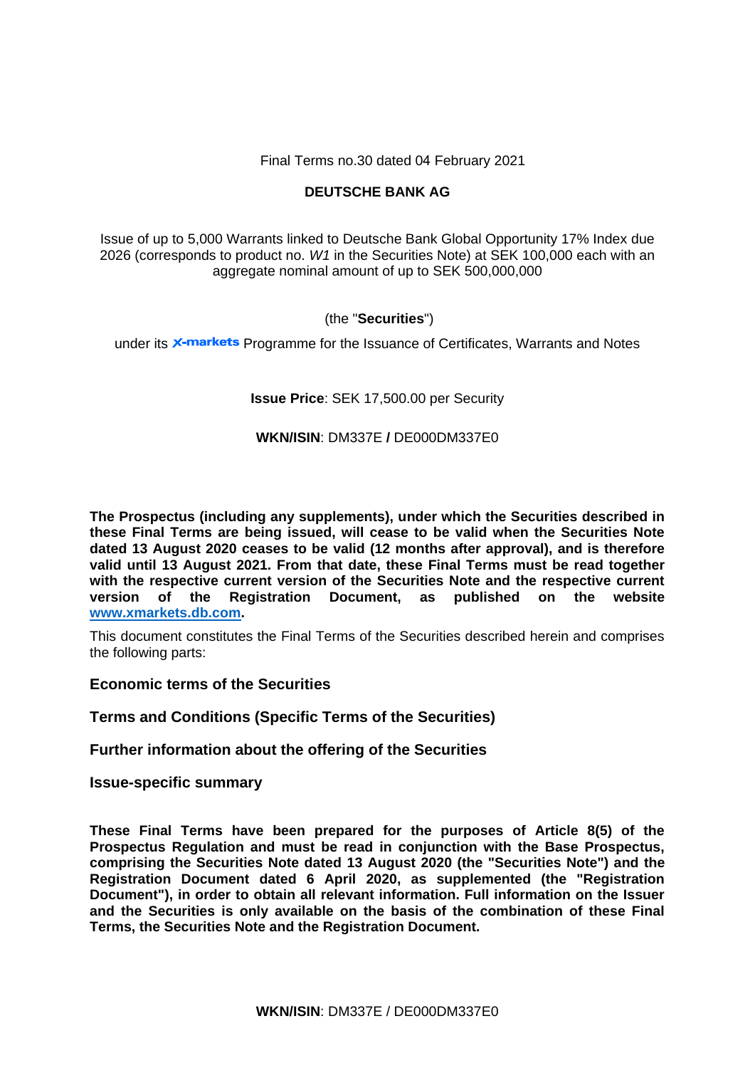Final Terms no.30 dated 04 February 2021

**DEUTSCHE BANK AG**

Issue of up to 5,000 Warrants linked to Deutsche Bank Global Opportunity 17% Index due 2026 (corresponds to product no. *W1* in the Securities Note) at SEK 100,000 each with an aggregate nominal amount of up to SEK 500,000,000

(the "**Securities**")

under its X-markets Programme for the Issuance of Certificates, Warrants and Notes

**Issue Price**: SEK 17,500.00 per Security

**WKN/ISIN**: DM337E **/** DE000DM337E0

**The Prospectus (including any supplements), under which the Securities described in these Final Terms are being issued, will cease to be valid when the Securities Note dated 13 August 2020 ceases to be valid (12 months after approval), and is therefore valid until 13 August 2021. From that date, these Final Terms must be read together with the respective current version of the Securities Note and the respective current version of the Registration Document, as published on the website [www.xmarkets.db.com](http://www.xmarkets.db.com).**

This document constitutes the Final Terms of the Securities described herein and comprises the following parts:

**Economic terms of the Securities**

**Terms and Conditions (Specific Terms of the Securities)**

**Further information about the offering of the Securities**

**Issue-specific summary**

**These Final Terms have been prepared for the purposes of Article 8(5) of the Prospectus Regulation and must be read in conjunction with the Base Prospectus, comprising the Securities Note dated 13 August 2020 (the "Securities Note") and the Registration Document dated 6 April 2020, as supplemented (the "Registration Document"), in order to obtain all relevant information. Full information on the Issuer and the Securities is only available on the basis of the combination of these Final Terms, the Securities Note and the Registration Document.**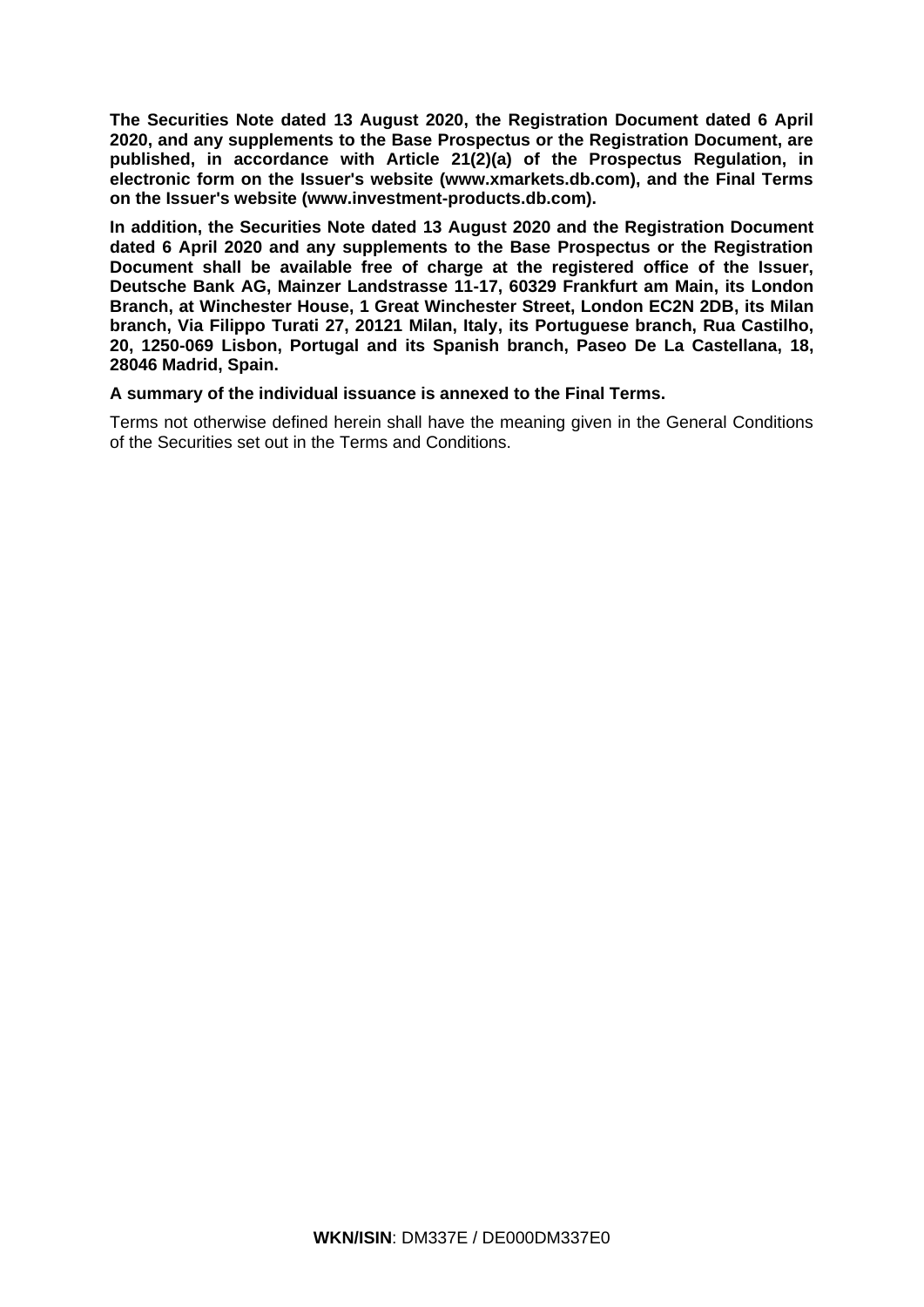**The Securities Note dated 13 August 2020, the Registration Document dated 6 April 2020, and any supplements to the Base Prospectus or the Registration Document, are published, in accordance with Article 21(2)(a) of the Prospectus Regulation, in electronic form on the Issuer's website (www.xmarkets.db.com), and the Final Terms on the Issuer's website (www.investment-products.db.com).**

**In addition, the Securities Note dated 13 August 2020 and the Registration Document dated 6 April 2020 and any supplements to the Base Prospectus or the Registration Document shall be available free of charge at the registered office of the Issuer, Deutsche Bank AG, Mainzer Landstrasse 11-17, 60329 Frankfurt am Main, its London Branch, at Winchester House, 1 Great Winchester Street, London EC2N 2DB, its Milan branch, Via Filippo Turati 27, 20121 Milan, Italy, its Portuguese branch, Rua Castilho, 20, 1250-069 Lisbon, Portugal and its Spanish branch, Paseo De La Castellana, 18, 28046 Madrid, Spain.**

**A summary of the individual issuance is annexed to the Final Terms.**

Terms not otherwise defined herein shall have the meaning given in the General Conditions of the Securities set out in the Terms and Conditions.

**WKN/ISIN**: DM337E / DE000DM337E0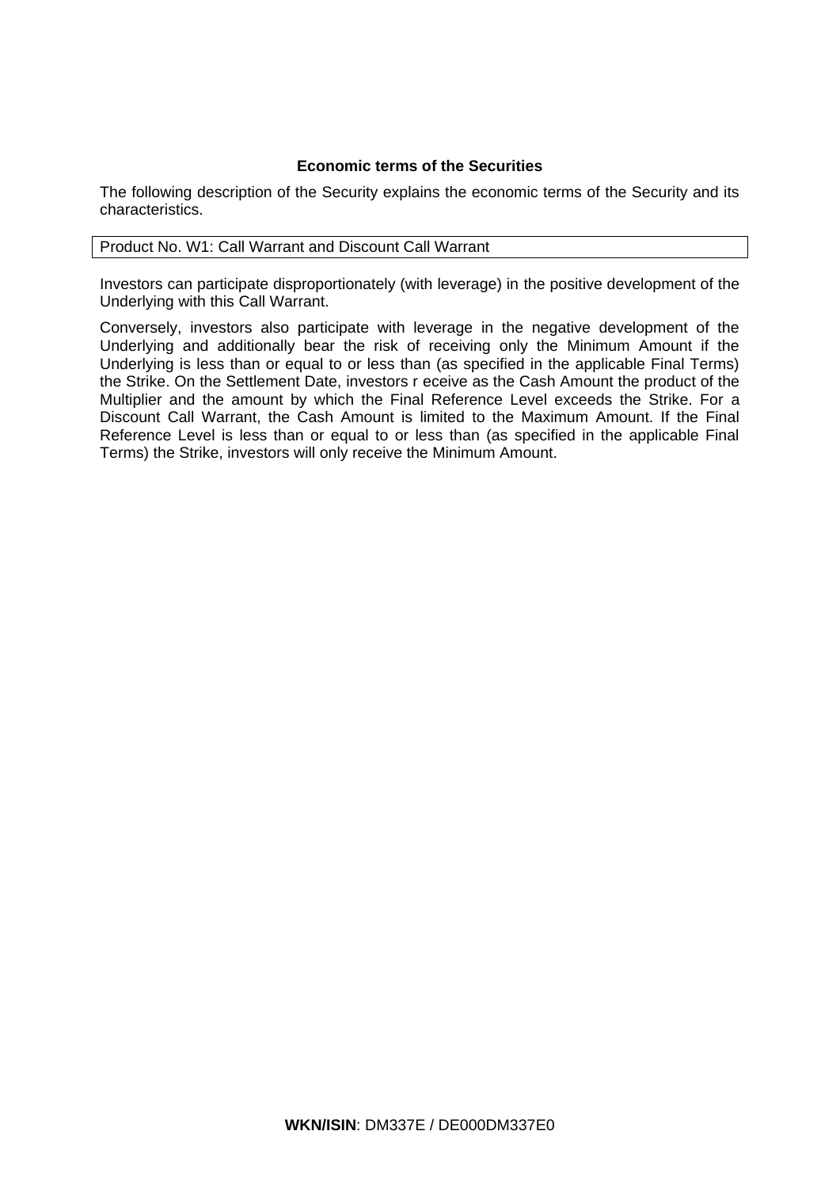**Economic terms of the Securities**

The following description of the Security explains the economic terms of the Security and its characteristics.

| Product No. W1: Call Warrant and Discount Call Warrant |
|---|

Investors can participate disproportionately (with leverage) in the positive development of the Underlying with this Call Warrant.

Conversely, investors also participate with leverage in the negative development of the Underlying and additionally bear the risk of receiving only the Minimum Amount if the Underlying is less than or equal to or less than (as specified in the applicable Final Terms) the Strike. On the Settlement Date, investors r eceive as the Cash Amount the product of the Multiplier and the amount by which the Final Reference Level exceeds the Strike. For a Discount Call Warrant, the Cash Amount is limited to the Maximum Amount. If the Final Reference Level is less than or equal to or less than (as specified in the applicable Final Terms) the Strike, investors will only receive the Minimum Amount.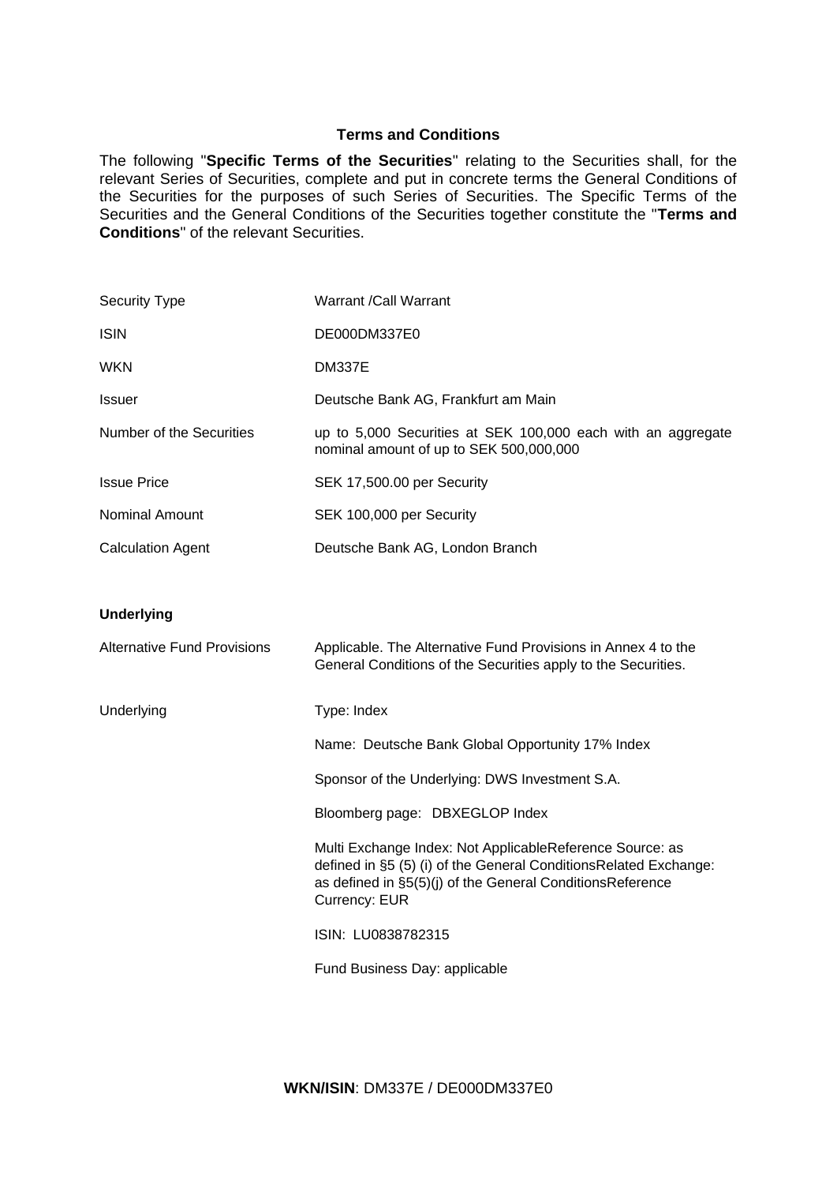## Terms and Conditions

The following "**Specific Terms of the Securities**" relating to the Securities shall, for the relevant Series of Securities, complete and put in concrete terms the General Conditions of the Securities for the purposes of such Series of Securities. The Specific Terms of the Securities and the General Conditions of the Securities together constitute the "**Terms and Conditions**" of the relevant Securities.

| | |
|---|---|
| Security Type | Warrant /Call Warrant |
| ISIN | DE000DM337E0 |
| WKN | DM337E |
| Issuer | Deutsche Bank AG, Frankfurt am Main |
| Number of the Securities | up to 5,000 Securities at SEK 100,000 each with an aggregate nominal amount of up to SEK 500,000,000 |
| Issue Price | SEK 17,500.00 per Security |
| Nominal Amount | SEK 100,000 per Security |
| Calculation Agent | Deutsche Bank AG, London Branch |

**Underlying**

| | |
|---|---|
| Alternative Fund Provisions | Applicable. The Alternative Fund Provisions in Annex 4 to the General Conditions of the Securities apply to the Securities. |
| Underlying | Type: Index |
| | Name: Deutsche Bank Global Opportunity 17% Index |
| | Sponsor of the Underlying: DWS Investment S.A. |
| | Bloomberg page: DBXEGLOP Index |
| | Multi Exchange Index: Not ApplicableReference Source: as defined in §5 (5) (i) of the General ConditionsRelated Exchange: as defined in §5(5)(j) of the General ConditionsReference Currency: EUR |
| | ISIN: LU0838782315 |
| | Fund Business Day: applicable |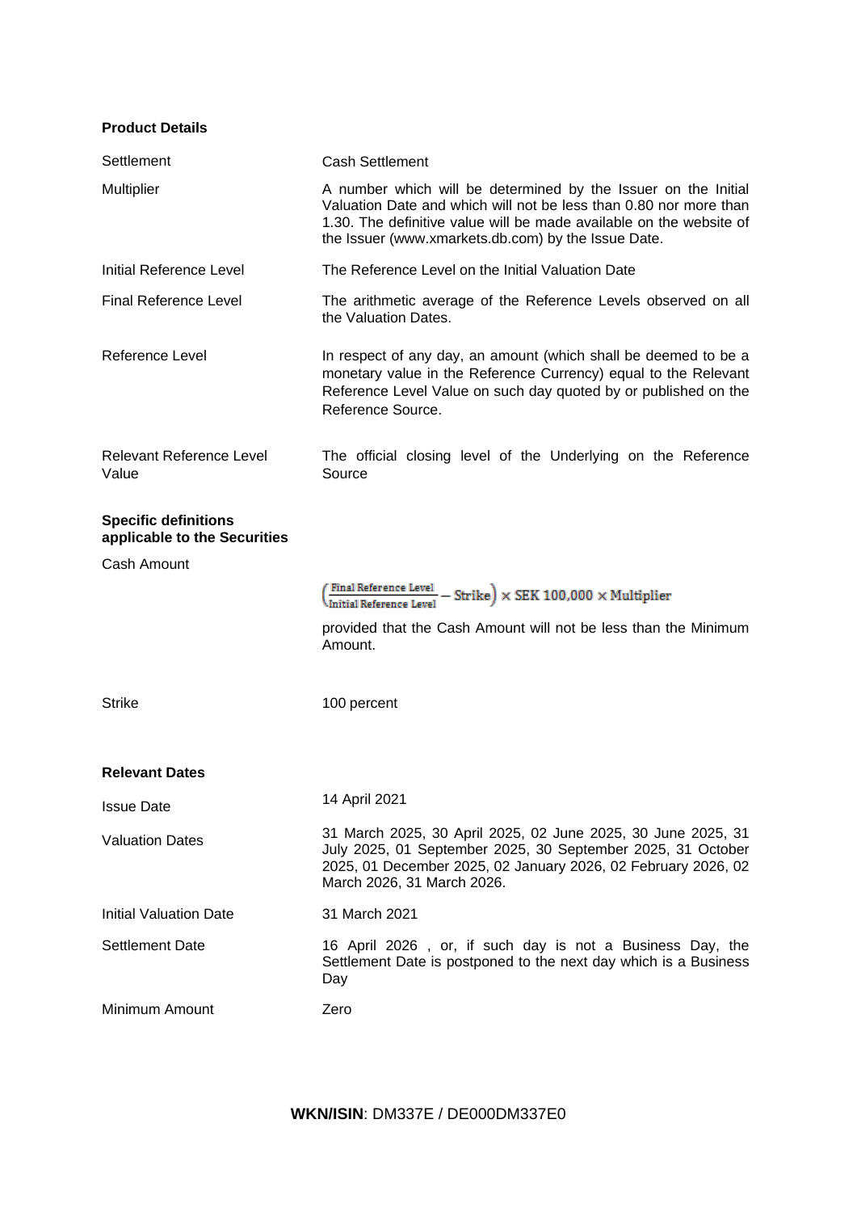**Product Details**

| | |
|---|---|
| Settlement | Cash Settlement |
| Multiplier | A number which will be determined by the Issuer on the Initial Valuation Date and which will not be less than 0.80 nor more than 1.30. The definitive value will be made available on the website of the Issuer (www.xmarkets.db.com) by the Issue Date. |
| Initial Reference Level | The Reference Level on the Initial Valuation Date |
| Final Reference Level | The arithmetic average of the Reference Levels observed on all the Valuation Dates. |
| Reference Level | In respect of any day, an amount (which shall be deemed to be a monetary value in the Reference Currency) equal to the Relevant Reference Level Value on such day quoted by or published on the Reference Source. |
| Relevant Reference Level Value | The official closing level of the Underlying on the Reference Source |

**Specific definitions applicable to the Securities**

Cash Amount

$$\left(\frac{\text{Final Reference Level}}{\text{Initial Reference Level}} - \text{Strike}\right) \times \text{SEK } 100{,}000 \times \text{Multiplier}$$

provided that the Cash Amount will not be less than the Minimum Amount.

| | |
|---|---|
| Strike | 100 percent |

**Relevant Dates**

| | |
|---|---|
| Issue Date | 14 April 2021 |
| Valuation Dates | 31 March 2025, 30 April 2025, 02 June 2025, 30 June 2025, 31 July 2025, 01 September 2025, 30 September 2025, 31 October 2025, 01 December 2025, 02 January 2026, 02 February 2026, 02 March 2026, 31 March 2026. |
| Initial Valuation Date | 31 March 2021 |
| Settlement Date | 16 April 2026 , or, if such day is not a Business Day, the Settlement Date is postponed to the next day which is a Business Day |
| Minimum Amount | Zero |

**WKN/ISIN**: DM337E / DE000DM337E0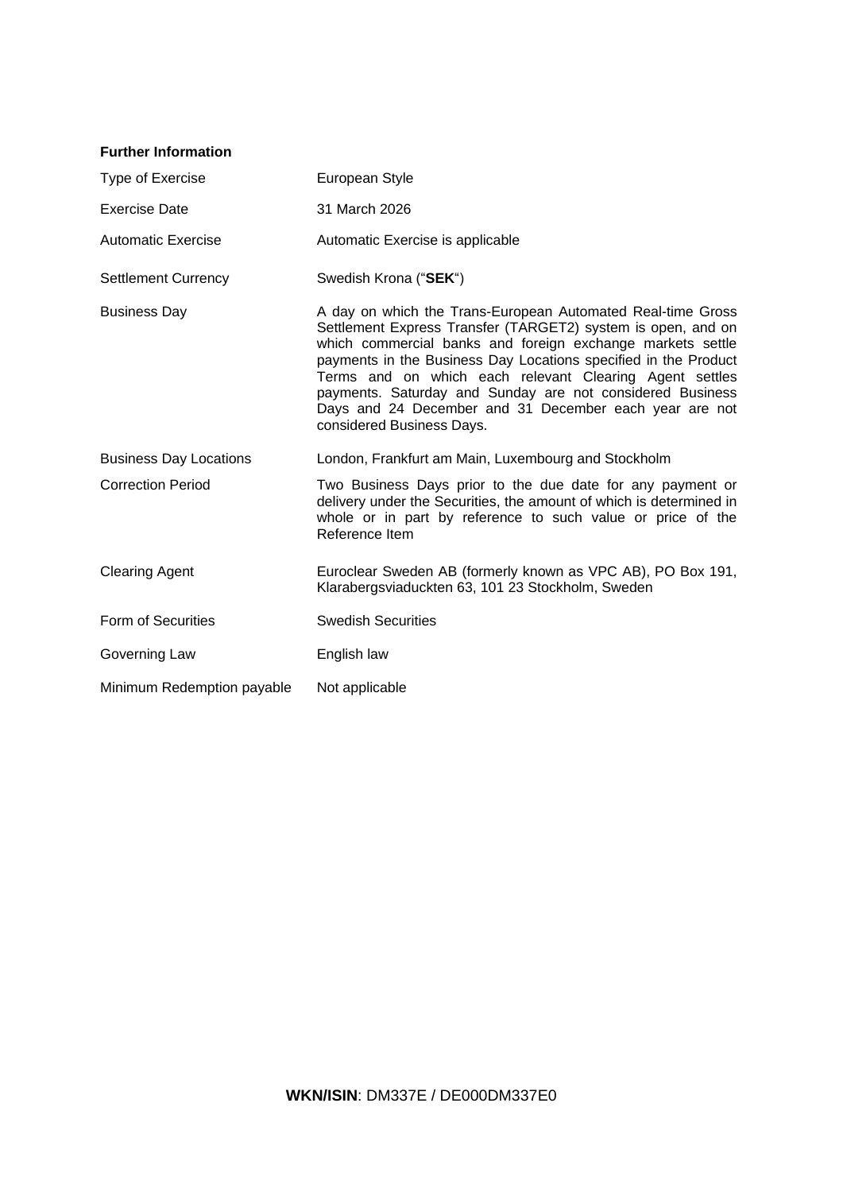**Further Information**

| | |
|---|---|
| Type of Exercise | European Style |
| Exercise Date | 31 March 2026 |
| Automatic Exercise | Automatic Exercise is applicable |
| Settlement Currency | Swedish Krona ("**SEK**") |
| Business Day | A day on which the Trans-European Automated Real-time Gross Settlement Express Transfer (TARGET2) system is open, and on which commercial banks and foreign exchange markets settle payments in the Business Day Locations specified in the Product Terms and on which each relevant Clearing Agent settles payments. Saturday and Sunday are not considered Business Days and 24 December and 31 December each year are not considered Business Days. |
| Business Day Locations | London, Frankfurt am Main, Luxembourg and Stockholm |
| Correction Period | Two Business Days prior to the due date for any payment or delivery under the Securities, the amount of which is determined in whole or in part by reference to such value or price of the Reference Item |
| Clearing Agent | Euroclear Sweden AB (formerly known as VPC AB), PO Box 191, Klarabergsviaduckten 63, 101 23 Stockholm, Sweden |
| Form of Securities | Swedish Securities |
| Governing Law | English law |
| Minimum Redemption payable | Not applicable |

**WKN/ISIN**: DM337E / DE000DM337E0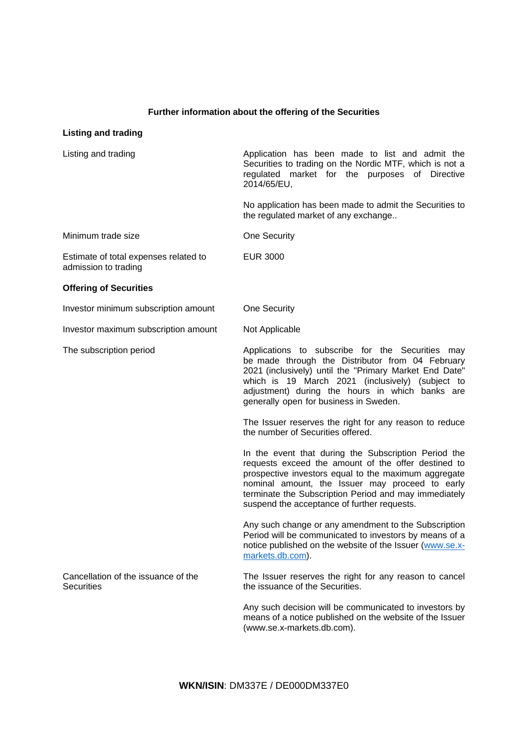## Further information about the offering of the Securities

### Listing and trading

| | |
|---|---|
| Listing and trading | Application has been made to list and admit the Securities to trading on the Nordic MTF, which is not a regulated market for the purposes of Directive 2014/65/EU,<br><br>No application has been made to admit the Securities to the regulated market of any exchange.. |
| Minimum trade size | One Security |
| Estimate of total expenses related to admission to trading | EUR 3000 |

### Offering of Securities

| | |
|---|---|
| Investor minimum subscription amount | One Security |
| Investor maximum subscription amount | Not Applicable |
| The subscription period | Applications to subscribe for the Securities may be made through the Distributor from 04 February 2021 (inclusively) until the "Primary Market End Date" which is 19 March 2021 (inclusively) (subject to adjustment) during the hours in which banks are generally open for business in Sweden.<br><br>The Issuer reserves the right for any reason to reduce the number of Securities offered.<br><br>In the event that during the Subscription Period the requests exceed the amount of the offer destined to prospective investors equal to the maximum aggregate nominal amount, the Issuer may proceed to early terminate the Subscription Period and may immediately suspend the acceptance of further requests.<br><br>Any such change or any amendment to the Subscription Period will be communicated to investors by means of a notice published on the website of the Issuer (www.se.x-markets.db.com). |
| Cancellation of the issuance of the Securities | The Issuer reserves the right for any reason to cancel the issuance of the Securities.<br><br>Any such decision will be communicated to investors by means of a notice published on the website of the Issuer (www.se.x-markets.db.com). |

**WKN/ISIN**: DM337E / DE000DM337E0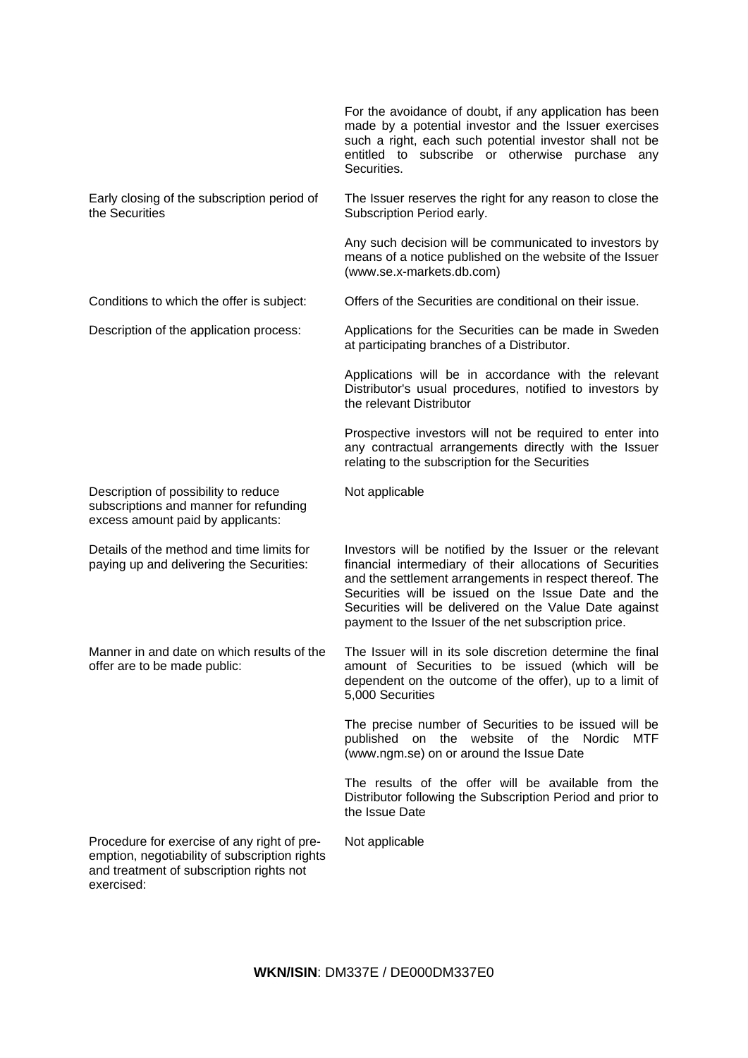| | |
|---|---|
| | For the avoidance of doubt, if any application has been made by a potential investor and the Issuer exercises such a right, each such potential investor shall not be entitled to subscribe or otherwise purchase any Securities. |
| Early closing of the subscription period of the Securities | The Issuer reserves the right for any reason to close the Subscription Period early.<br><br>Any such decision will be communicated to investors by means of a notice published on the website of the Issuer (www.se.x-markets.db.com) |
| Conditions to which the offer is subject: | Offers of the Securities are conditional on their issue. |
| Description of the application process: | Applications for the Securities can be made in Sweden at participating branches of a Distributor.<br><br>Applications will be in accordance with the relevant Distributor's usual procedures, notified to investors by the relevant Distributor<br><br>Prospective investors will not be required to enter into any contractual arrangements directly with the Issuer relating to the subscription for the Securities |
| Description of possibility to reduce subscriptions and manner for refunding excess amount paid by applicants: | Not applicable |
| Details of the method and time limits for paying up and delivering the Securities: | Investors will be notified by the Issuer or the relevant financial intermediary of their allocations of Securities and the settlement arrangements in respect thereof. The Securities will be issued on the Issue Date and the Securities will be delivered on the Value Date against payment to the Issuer of the net subscription price. |
| Manner in and date on which results of the offer are to be made public: | The Issuer will in its sole discretion determine the final amount of Securities to be issued (which will be dependent on the outcome of the offer), up to a limit of 5,000 Securities<br><br>The precise number of Securities to be issued will be published on the website of the Nordic MTF (www.ngm.se) on or around the Issue Date<br><br>The results of the offer will be available from the Distributor following the Subscription Period and prior to the Issue Date |
| Procedure for exercise of any right of pre-emption, negotiability of subscription rights and treatment of subscription rights not exercised: | Not applicable |

**WKN/ISIN**: DM337E / DE000DM337E0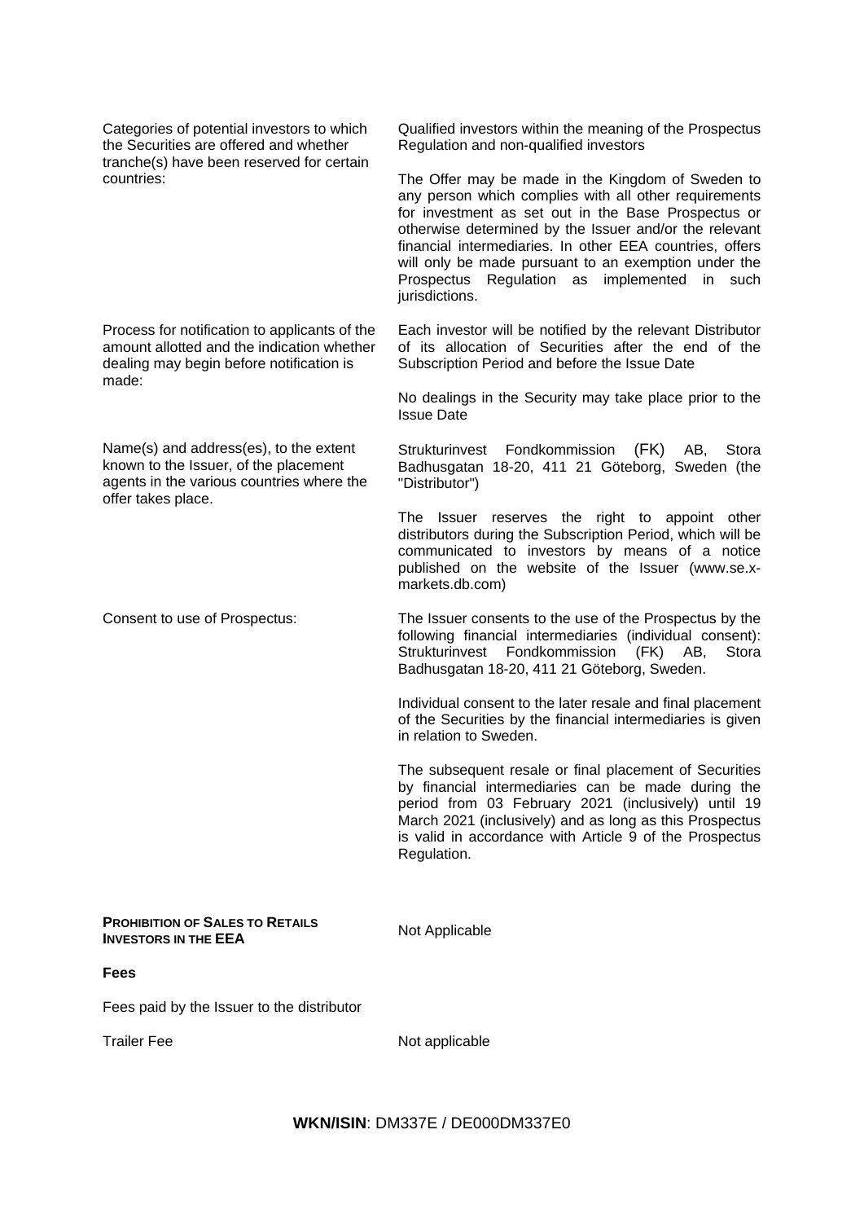| | |
|---|---|
| Categories of potential investors to which the Securities are offered and whether tranche(s) have been reserved for certain countries: | Qualified investors within the meaning of the Prospectus Regulation and non-qualified investors<br><br>The Offer may be made in the Kingdom of Sweden to any person which complies with all other requirements for investment as set out in the Base Prospectus or otherwise determined by the Issuer and/or the relevant financial intermediaries. In other EEA countries, offers will only be made pursuant to an exemption under the Prospectus Regulation as implemented in such jurisdictions. |
| Process for notification to applicants of the amount allotted and the indication whether dealing may begin before notification is made: | Each investor will be notified by the relevant Distributor of its allocation of Securities after the end of the Subscription Period and before the Issue Date<br><br>No dealings in the Security may take place prior to the Issue Date |
| Name(s) and address(es), to the extent known to the Issuer, of the placement agents in the various countries where the offer takes place. | Strukturinvest Fondkommission (FK) AB, Stora Badhusgatan 18-20, 411 21 Göteborg, Sweden (the "Distributor")<br><br>The Issuer reserves the right to appoint other distributors during the Subscription Period, which will be communicated to investors by means of a notice published on the website of the Issuer (www.se.x-markets.db.com) |
| Consent to use of Prospectus: | The Issuer consents to the use of the Prospectus by the following financial intermediaries (individual consent): Strukturinvest Fondkommission (FK) AB, Stora Badhusgatan 18-20, 411 21 Göteborg, Sweden.<br><br>Individual consent to the later resale and final placement of the Securities by the financial intermediaries is given in relation to Sweden.<br><br>The subsequent resale or final placement of Securities by financial intermediaries can be made during the period from 03 February 2021 (inclusively) until 19 March 2021 (inclusively) and as long as this Prospectus is valid in accordance with Article 9 of the Prospectus Regulation. |

| | |
|---|---|
| **PROHIBITION OF SALES TO RETAILS INVESTORS IN THE EEA** | Not Applicable |

**Fees**

| | |
|---|---|
| Fees paid by the Issuer to the distributor | |
| Trailer Fee | Not applicable |

**WKN/ISIN**: DM337E / DE000DM337E0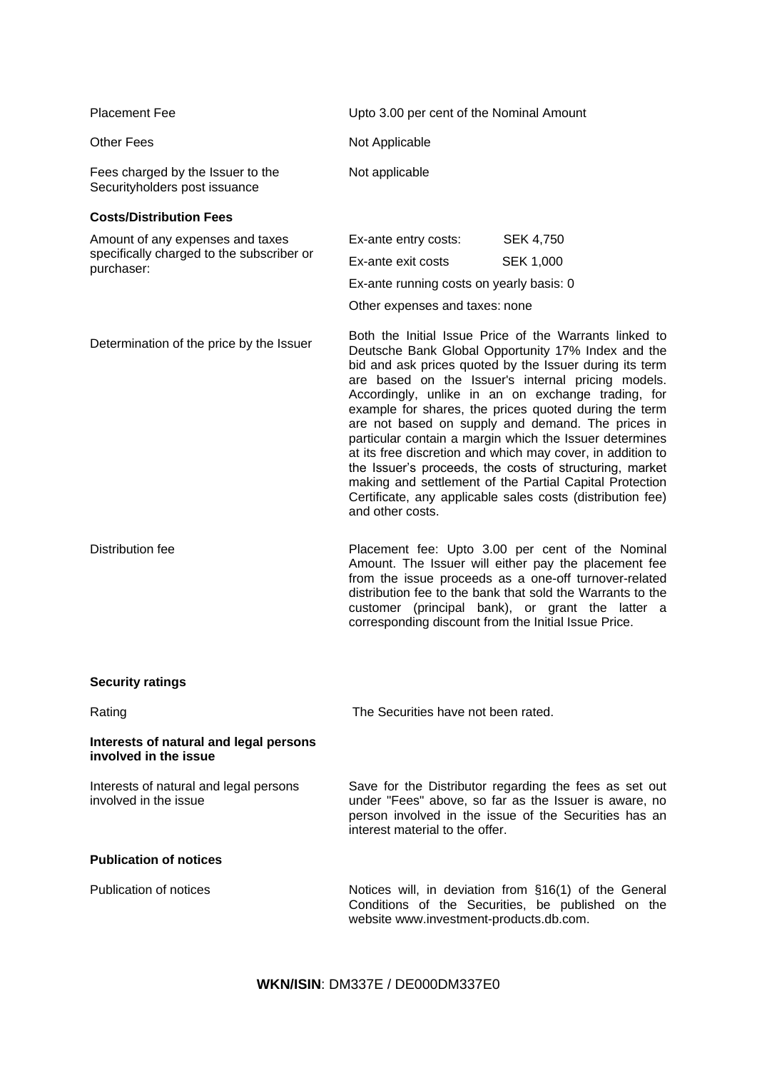| | |
|---|---|
| Placement Fee | Upto 3.00 per cent of the Nominal Amount |
| Other Fees | Not Applicable |
| Fees charged by the Issuer to the Securityholders post issuance | Not applicable |

**Costs/Distribution Fees**

| | |
|---|---|
| Amount of any expenses and taxes specifically charged to the subscriber or purchaser: | Ex-ante entry costs: SEK 4,750<br>Ex-ante exit costs SEK 1,000<br>Ex-ante running costs on yearly basis: 0<br>Other expenses and taxes: none |
| Determination of the price by the Issuer | Both the Initial Issue Price of the Warrants linked to Deutsche Bank Global Opportunity 17% Index and the bid and ask prices quoted by the Issuer during its term are based on the Issuer's internal pricing models. Accordingly, unlike in an on exchange trading, for example for shares, the prices quoted during the term are not based on supply and demand. The prices in particular contain a margin which the Issuer determines at its free discretion and which may cover, in addition to the Issuer's proceeds, the costs of structuring, market making and settlement of the Partial Capital Protection Certificate, any applicable sales costs (distribution fee) and other costs. |
| Distribution fee | Placement fee: Upto 3.00 per cent of the Nominal Amount. The Issuer will either pay the placement fee from the issue proceeds as a one-off turnover-related distribution fee to the bank that sold the Warrants to the customer (principal bank), or grant the latter a corresponding discount from the Initial Issue Price. |

**Security ratings**

| | |
|---|---|
| Rating | The Securities have not been rated. |

**Interests of natural and legal persons involved in the issue**

| | |
|---|---|
| Interests of natural and legal persons involved in the issue | Save for the Distributor regarding the fees as set out under "Fees" above, so far as the Issuer is aware, no person involved in the issue of the Securities has an interest material to the offer. |

**Publication of notices**

| | |
|---|---|
| Publication of notices | Notices will, in deviation from §16(1) of the General Conditions of the Securities, be published on the website www.investment-products.db.com. |

**WKN/ISIN**: DM337E / DE000DM337E0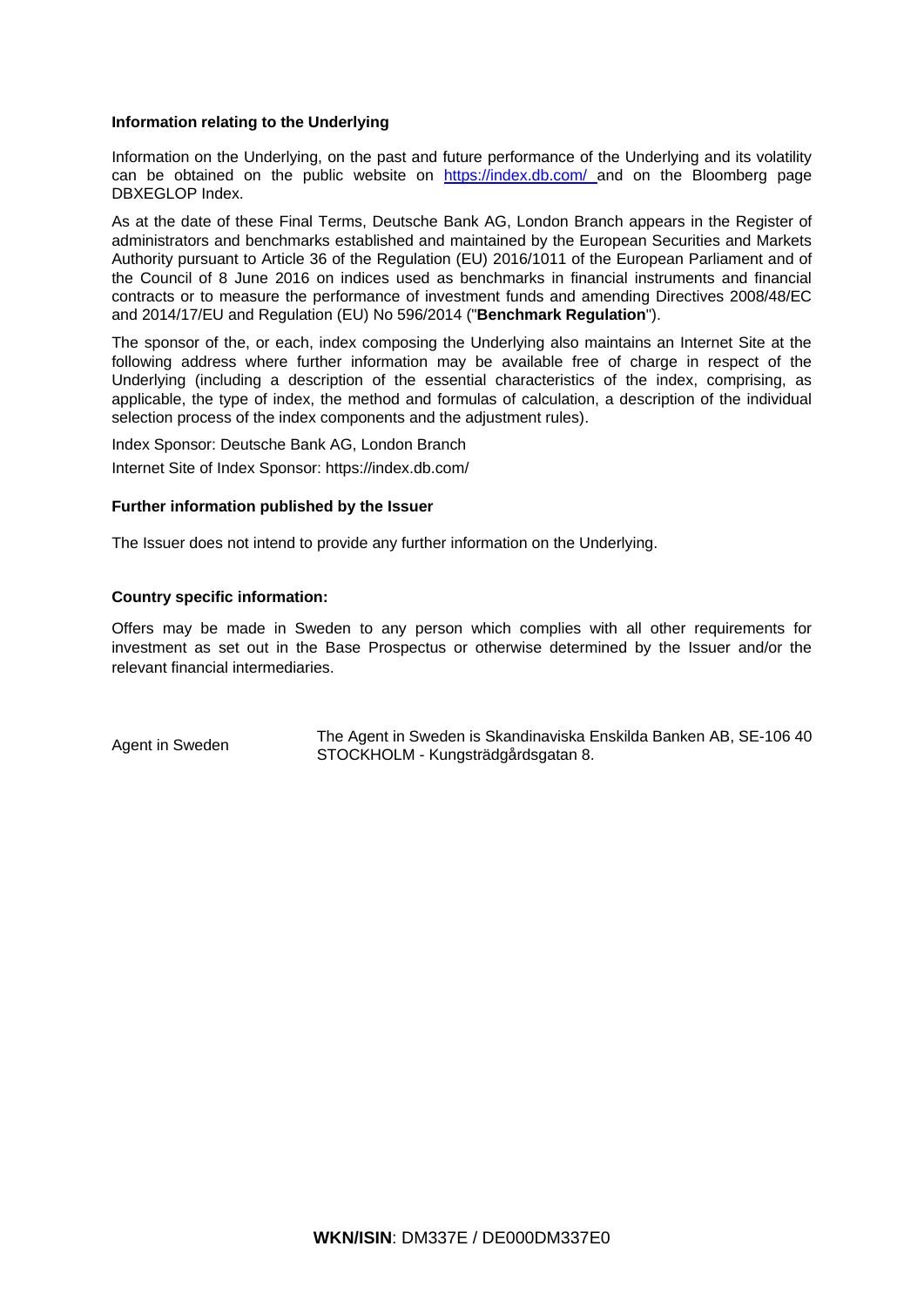**Information relating to the Underlying**

Information on the Underlying, on the past and future performance of the Underlying and its volatility can be obtained on the public website on https://index.db.com/ and on the Bloomberg page DBXEGLOP Index.

As at the date of these Final Terms, Deutsche Bank AG, London Branch appears in the Register of administrators and benchmarks established and maintained by the European Securities and Markets Authority pursuant to Article 36 of the Regulation (EU) 2016/1011 of the European Parliament and of the Council of 8 June 2016 on indices used as benchmarks in financial instruments and financial contracts or to measure the performance of investment funds and amending Directives 2008/48/EC and 2014/17/EU and Regulation (EU) No 596/2014 ("**Benchmark Regulation**").

The sponsor of the, or each, index composing the Underlying also maintains an Internet Site at the following address where further information may be available free of charge in respect of the Underlying (including a description of the essential characteristics of the index, comprising, as applicable, the type of index, the method and formulas of calculation, a description of the individual selection process of the index components and the adjustment rules).

Index Sponsor: Deutsche Bank AG, London Branch

Internet Site of Index Sponsor: https://index.db.com/

**Further information published by the Issuer**

The Issuer does not intend to provide any further information on the Underlying.

**Country specific information:**

Offers may be made in Sweden to any person which complies with all other requirements for investment as set out in the Base Prospectus or otherwise determined by the Issuer and/or the relevant financial intermediaries.

| | |
|---|---|
| Agent in Sweden | The Agent in Sweden is Skandinaviska Enskilda Banken AB, SE-106 40 STOCKHOLM - Kungsträdgårdsgatan 8. |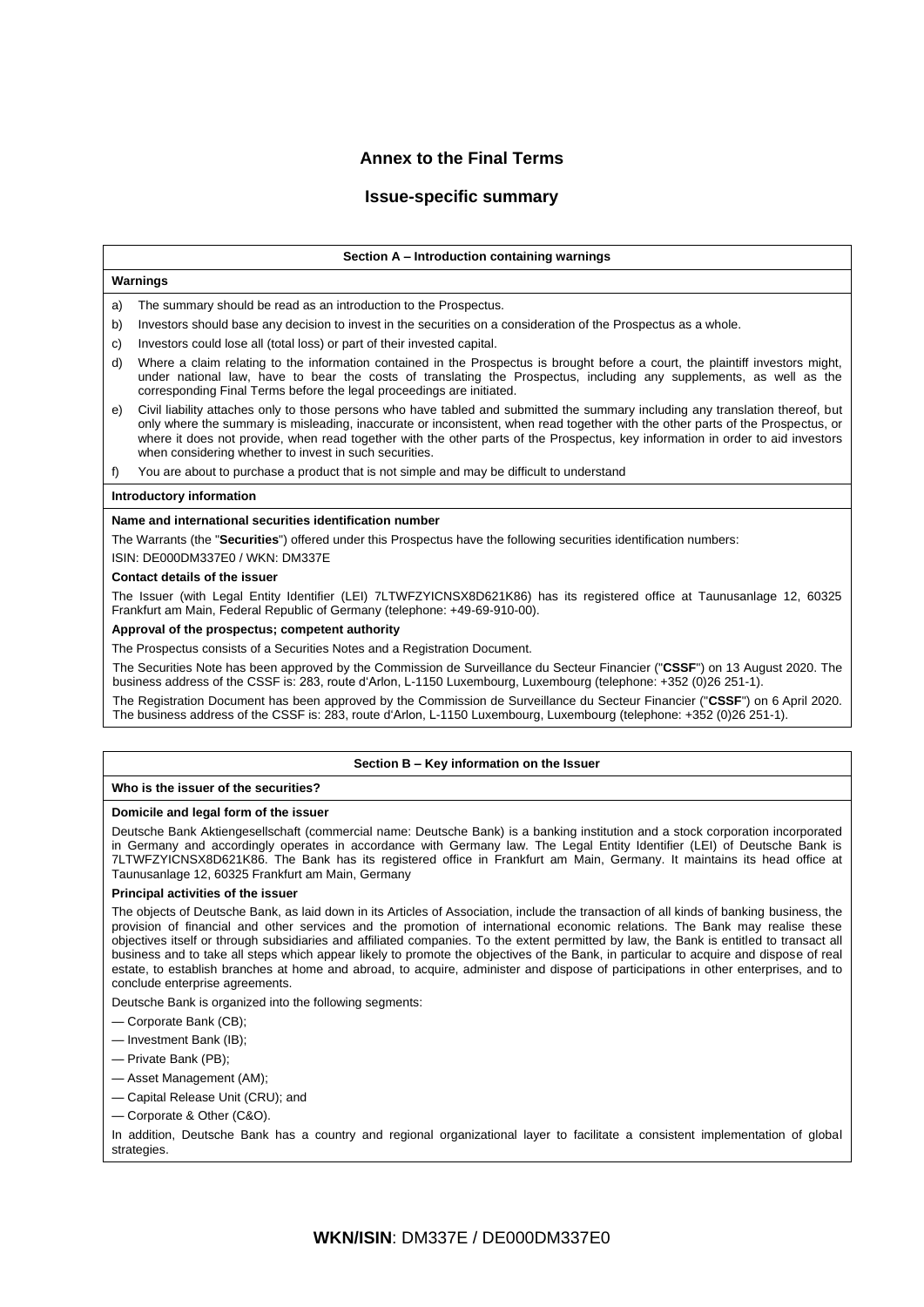# Annex to the Final Terms

## Issue-specific summary

### Section A – Introduction containing warnings

**Warnings**

a) The summary should be read as an introduction to the Prospectus.

b) Investors should base any decision to invest in the securities on a consideration of the Prospectus as a whole.

c) Investors could lose all (total loss) or part of their invested capital.

d) Where a claim relating to the information contained in the Prospectus is brought before a court, the plaintiff investors might, under national law, have to bear the costs of translating the Prospectus, including any supplements, as well as the corresponding Final Terms before the legal proceedings are initiated.

e) Civil liability attaches only to those persons who have tabled and submitted the summary including any translation thereof, but only where the summary is misleading, inaccurate or inconsistent, when read together with the other parts of the Prospectus, or where it does not provide, when read together with the other parts of the Prospectus, key information in order to aid investors when considering whether to invest in such securities.

f) You are about to purchase a product that is not simple and may be difficult to understand

**Introductory information**

**Name and international securities identification number**

The Warrants (the "**Securities**") offered under this Prospectus have the following securities identification numbers:

ISIN: DE000DM337E0 / WKN: DM337E

**Contact details of the issuer**

The Issuer (with Legal Entity Identifier (LEI) 7LTWFZYICNSX8D621K86) has its registered office at Taunusanlage 12, 60325 Frankfurt am Main, Federal Republic of Germany (telephone: +49-69-910-00).

**Approval of the prospectus; competent authority**

The Prospectus consists of a Securities Notes and a Registration Document.

The Securities Note has been approved by the Commission de Surveillance du Secteur Financier ("**CSSF**") on 13 August 2020. The business address of the CSSF is: 283, route d'Arlon, L-1150 Luxembourg, Luxembourg (telephone: +352 (0)26 251-1).

The Registration Document has been approved by the Commission de Surveillance du Secteur Financier ("**CSSF**") on 6 April 2020. The business address of the CSSF is: 283, route d'Arlon, L-1150 Luxembourg, Luxembourg (telephone: +352 (0)26 251-1).

### Section B – Key information on the Issuer

**Who is the issuer of the securities?**

**Domicile and legal form of the issuer**

Deutsche Bank Aktiengesellschaft (commercial name: Deutsche Bank) is a banking institution and a stock corporation incorporated in Germany and accordingly operates in accordance with Germany law. The Legal Entity Identifier (LEI) of Deutsche Bank is 7LTWFZYICNSX8D621K86. The Bank has its registered office in Frankfurt am Main, Germany. It maintains its head office at Taunusanlage 12, 60325 Frankfurt am Main, Germany

**Principal activities of the issuer**

The objects of Deutsche Bank, as laid down in its Articles of Association, include the transaction of all kinds of banking business, the provision of financial and other services and the promotion of international economic relations. The Bank may realise these objectives itself or through subsidiaries and affiliated companies. To the extent permitted by law, the Bank is entitled to transact all business and to take all steps which appear likely to promote the objectives of the Bank, in particular to acquire and dispose of real estate, to establish branches at home and abroad, to acquire, administer and dispose of participations in other enterprises, and to conclude enterprise agreements.

Deutsche Bank is organized into the following segments:

— Corporate Bank (CB);

— Investment Bank (IB);

— Private Bank (PB);

— Asset Management (AM);

— Capital Release Unit (CRU); and

— Corporate & Other (C&O).

In addition, Deutsche Bank has a country and regional organizational layer to facilitate a consistent implementation of global strategies.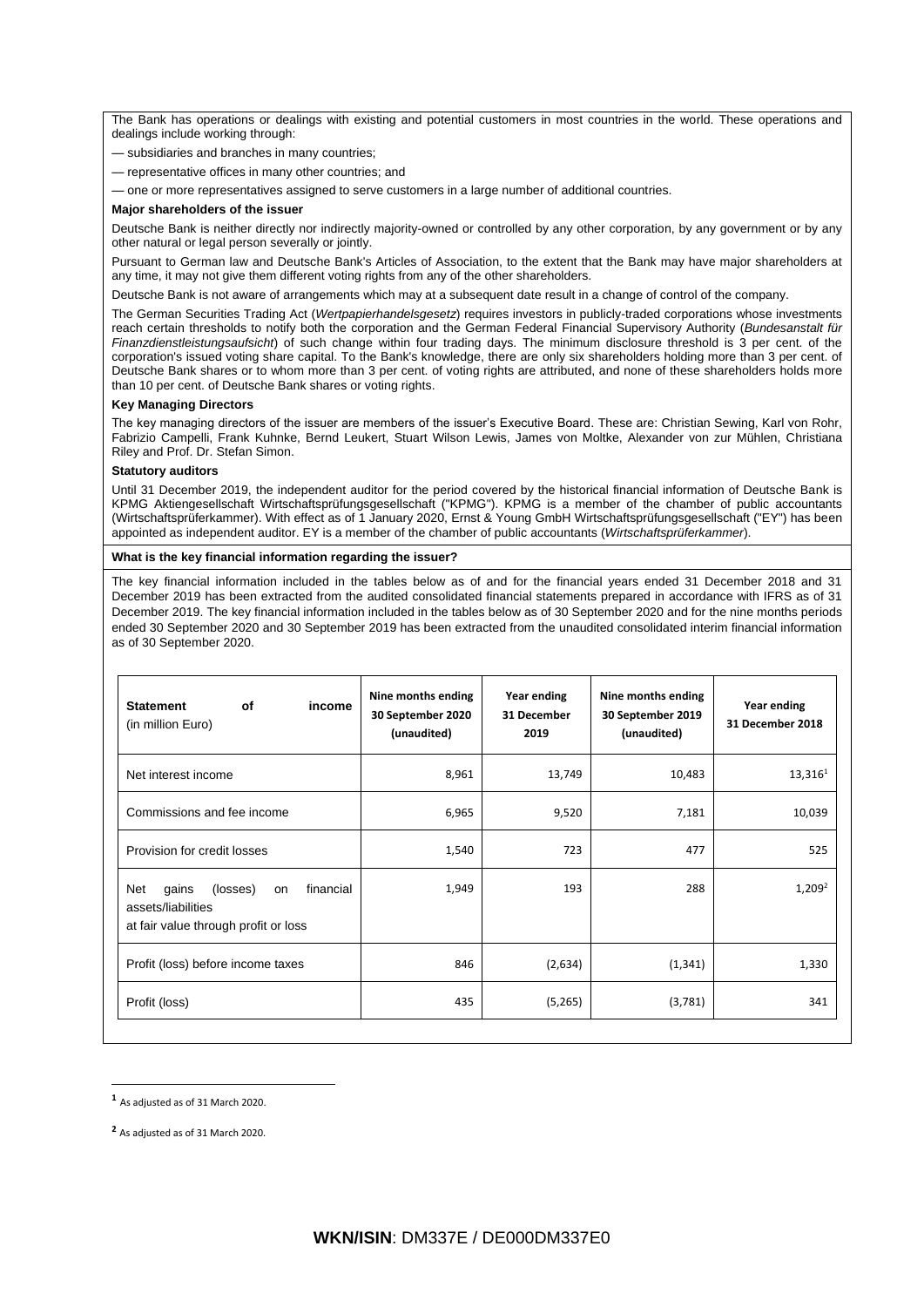The Bank has operations or dealings with existing and potential customers in most countries in the world. These operations and dealings include working through:

— subsidiaries and branches in many countries;

— representative offices in many other countries; and

— one or more representatives assigned to serve customers in a large number of additional countries.

**Major shareholders of the issuer**

Deutsche Bank is neither directly nor indirectly majority-owned or controlled by any other corporation, by any government or by any other natural or legal person severally or jointly.

Pursuant to German law and Deutsche Bank's Articles of Association, to the extent that the Bank may have major shareholders at any time, it may not give them different voting rights from any of the other shareholders.

Deutsche Bank is not aware of arrangements which may at a subsequent date result in a change of control of the company.

The German Securities Trading Act (*Wertpapierhandelsgesetz*) requires investors in publicly-traded corporations whose investments reach certain thresholds to notify both the corporation and the German Federal Financial Supervisory Authority (*Bundesanstalt für Finanzdienstleistungsaufsicht*) of such change within four trading days. The minimum disclosure threshold is 3 per cent. of the corporation's issued voting share capital. To the Bank's knowledge, there are only six shareholders holding more than 3 per cent. of Deutsche Bank shares or to whom more than 3 per cent. of voting rights are attributed, and none of these shareholders holds more than 10 per cent. of Deutsche Bank shares or voting rights.

**Key Managing Directors**

The key managing directors of the issuer are members of the issuer's Executive Board. These are: Christian Sewing, Karl von Rohr, Fabrizio Campelli, Frank Kuhnke, Bernd Leukert, Stuart Wilson Lewis, James von Moltke, Alexander von zur Mühlen, Christiana Riley and Prof. Dr. Stefan Simon.

**Statutory auditors**

Until 31 December 2019, the independent auditor for the period covered by the historical financial information of Deutsche Bank is KPMG Aktiengesellschaft Wirtschaftsprüfungsgesellschaft ("KPMG"). KPMG is a member of the chamber of public accountants (Wirtschaftsprüferkammer). With effect as of 1 January 2020, Ernst & Young GmbH Wirtschaftsprüfungsgesellschaft ("EY") has been appointed as independent auditor. EY is a member of the chamber of public accountants (*Wirtschaftsprüferkammer*).

**What is the key financial information regarding the issuer?**

The key financial information included in the tables below as of and for the financial years ended 31 December 2018 and 31 December 2019 has been extracted from the audited consolidated financial statements prepared in accordance with IFRS as of 31 December 2019. The key financial information included in the tables below as of 30 September 2020 and for the nine months periods ended 30 September 2020 and 30 September 2019 has been extracted from the unaudited consolidated interim financial information as of 30 September 2020.

| **Statement of income** (in million Euro) | **Nine months ending 30 September 2020 (unaudited)** | **Year ending 31 December 2019** | **Nine months ending 30 September 2019 (unaudited)** | **Year ending 31 December 2018** |
|---|---|---|---|---|
| Net interest income | 8,961 | 13,749 | 10,483 | 13,316[1] |
| Commissions and fee income | 6,965 | 9,520 | 7,181 | 10,039 |
| Provision for credit losses | 1,540 | 723 | 477 | 525 |
| Net gains (losses) on financial assets/liabilities at fair value through profit or loss | 1,949 | 193 | 288 | 1,209[2] |
| Profit (loss) before income taxes | 846 | (2,634) | (1,341) | 1,330 |
| Profit (loss) | 435 | (5,265) | (3,781) | 341 |

[1] As adjusted as of 31 March 2020.

[2] As adjusted as of 31 March 2020.

**WKN/ISIN**: DM337E / DE000DM337E0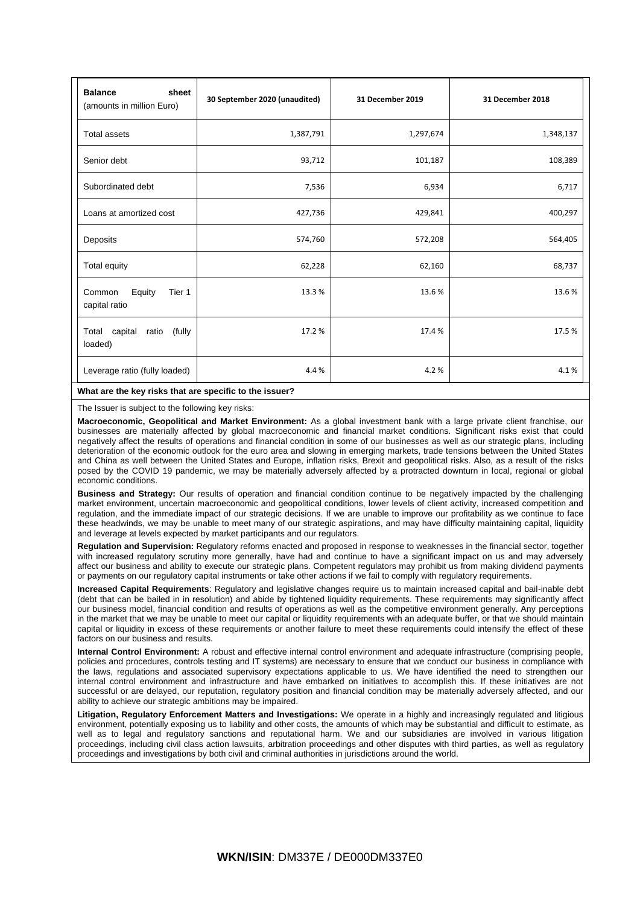| **Balance sheet** (amounts in million Euro) | **30 September 2020 (unaudited)** | **31 December 2019** | **31 December 2018** |
|---|---|---|---|
| Total assets | 1,387,791 | 1,297,674 | 1,348,137 |
| Senior debt | 93,712 | 101,187 | 108,389 |
| Subordinated debt | 7,536 | 6,934 | 6,717 |
| Loans at amortized cost | 427,736 | 429,841 | 400,297 |
| Deposits | 574,760 | 572,208 | 564,405 |
| Total equity | 62,228 | 62,160 | 68,737 |
| Common Equity Tier 1 capital ratio | 13.3 % | 13.6 % | 13.6 % |
| Total capital ratio (fully loaded) | 17.2 % | 17.4 % | 17.5 % |
| Leverage ratio (fully loaded) | 4.4 % | 4.2 % | 4.1 % |

**What are the key risks that are specific to the issuer?**

The Issuer is subject to the following key risks:

**Macroeconomic, Geopolitical and Market Environment:** As a global investment bank with a large private client franchise, our businesses are materially affected by global macroeconomic and financial market conditions. Significant risks exist that could negatively affect the results of operations and financial condition in some of our businesses as well as our strategic plans, including deterioration of the economic outlook for the euro area and slowing in emerging markets, trade tensions between the United States and China as well between the United States and Europe, inflation risks, Brexit and geopolitical risks. Also, as a result of the risks posed by the COVID 19 pandemic, we may be materially adversely affected by a protracted downturn in local, regional or global economic conditions.

**Business and Strategy:** Our results of operation and financial condition continue to be negatively impacted by the challenging market environment, uncertain macroeconomic and geopolitical conditions, lower levels of client activity, increased competition and regulation, and the immediate impact of our strategic decisions. If we are unable to improve our profitability as we continue to face these headwinds, we may be unable to meet many of our strategic aspirations, and may have difficulty maintaining capital, liquidity and leverage at levels expected by market participants and our regulators.

**Regulation and Supervision:** Regulatory reforms enacted and proposed in response to weaknesses in the financial sector, together with increased regulatory scrutiny more generally, have had and continue to have a significant impact on us and may adversely affect our business and ability to execute our strategic plans. Competent regulators may prohibit us from making dividend payments or payments on our regulatory capital instruments or take other actions if we fail to comply with regulatory requirements.

**Increased Capital Requirements**: Regulatory and legislative changes require us to maintain increased capital and bail-inable debt (debt that can be bailed in in resolution) and abide by tightened liquidity requirements. These requirements may significantly affect our business model, financial condition and results of operations as well as the competitive environment generally. Any perceptions in the market that we may be unable to meet our capital or liquidity requirements with an adequate buffer, or that we should maintain capital or liquidity in excess of these requirements or another failure to meet these requirements could intensify the effect of these factors on our business and results.

**Internal Control Environment:** A robust and effective internal control environment and adequate infrastructure (comprising people, policies and procedures, controls testing and IT systems) are necessary to ensure that we conduct our business in compliance with the laws, regulations and associated supervisory expectations applicable to us. We have identified the need to strengthen our internal control environment and infrastructure and have embarked on initiatives to accomplish this. If these initiatives are not successful or are delayed, our reputation, regulatory position and financial condition may be materially adversely affected, and our ability to achieve our strategic ambitions may be impaired.

**Litigation, Regulatory Enforcement Matters and Investigations:** We operate in a highly and increasingly regulated and litigious environment, potentially exposing us to liability and other costs, the amounts of which may be substantial and difficult to estimate, as well as to legal and regulatory sanctions and reputational harm. We and our subsidiaries are involved in various litigation proceedings, including civil class action lawsuits, arbitration proceedings and other disputes with third parties, as well as regulatory proceedings and investigations by both civil and criminal authorities in jurisdictions around the world.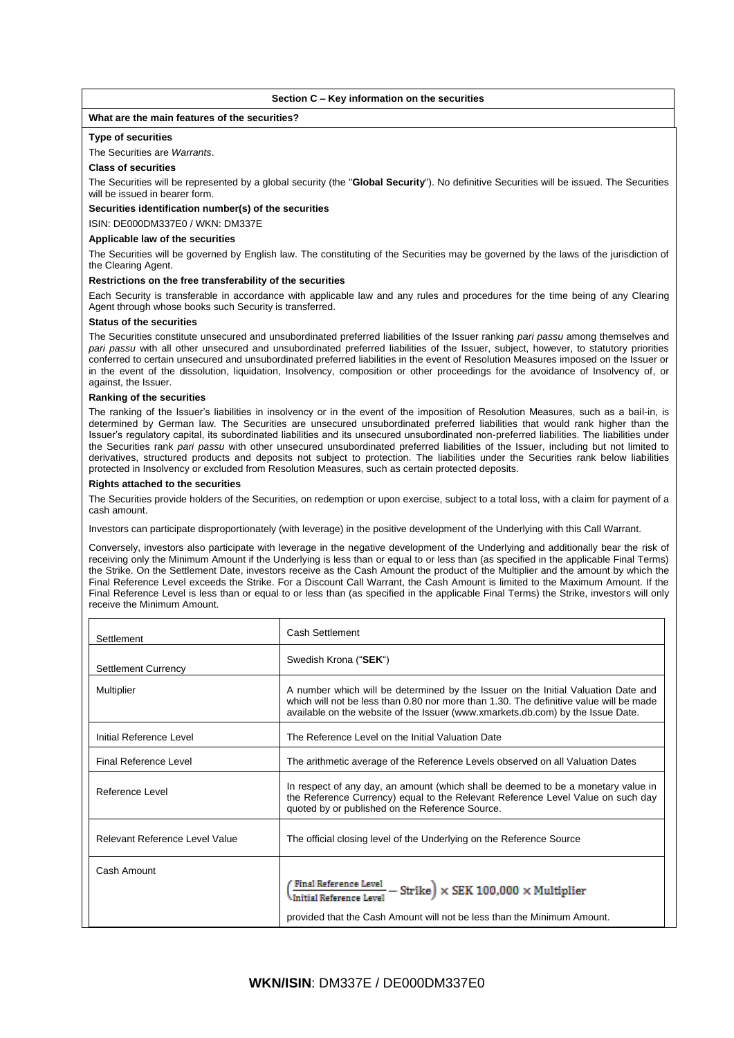## Section C – Key information on the securities

### What are the main features of the securities?

**Type of securities**

The Securities are *Warrants*.

**Class of securities**

The Securities will be represented by a global security (the "**Global Security**"). No definitive Securities will be issued. The Securities will be issued in bearer form.

**Securities identification number(s) of the securities**

ISIN: DE000DM337E0 / WKN: DM337E

**Applicable law of the securities**

The Securities will be governed by English law. The constituting of the Securities may be governed by the laws of the jurisdiction of the Clearing Agent.

**Restrictions on the free transferability of the securities**

Each Security is transferable in accordance with applicable law and any rules and procedures for the time being of any Clearing Agent through whose books such Security is transferred.

**Status of the securities**

The Securities constitute unsecured and unsubordinated preferred liabilities of the Issuer ranking *pari passu* among themselves and *pari passu* with all other unsecured and unsubordinated preferred liabilities of the Issuer, subject, however, to statutory priorities conferred to certain unsecured and unsubordinated preferred liabilities in the event of Resolution Measures imposed on the Issuer or in the event of the dissolution, liquidation, Insolvency, composition or other proceedings for the avoidance of Insolvency of, or against, the Issuer.

**Ranking of the securities**

The ranking of the Issuer's liabilities in insolvency or in the event of the imposition of Resolution Measures, such as a bail-in, is determined by German law. The Securities are unsecured unsubordinated preferred liabilities that would rank higher than the Issuer's regulatory capital, its subordinated liabilities and its unsecured unsubordinated non-preferred liabilities. The liabilities under the Securities rank *pari passu* with other unsecured unsubordinated preferred liabilities of the Issuer, including but not limited to derivatives, structured products and deposits not subject to protection. The liabilities under the Securities rank below liabilities protected in Insolvency or excluded from Resolution Measures, such as certain protected deposits.

**Rights attached to the securities**

The Securities provide holders of the Securities, on redemption or upon exercise, subject to a total loss, with a claim for payment of a cash amount.

Investors can participate disproportionately (with leverage) in the positive development of the Underlying with this Call Warrant.

Conversely, investors also participate with leverage in the negative development of the Underlying and additionally bear the risk of receiving only the Minimum Amount if the Underlying is less than or equal to or less than (as specified in the applicable Final Terms) the Strike. On the Settlement Date, investors receive as the Cash Amount the product of the Multiplier and the amount by which the Final Reference Level exceeds the Strike. For a Discount Call Warrant, the Cash Amount is limited to the Maximum Amount. If the Final Reference Level is less than or equal to or less than (as specified in the applicable Final Terms) the Strike, investors will only receive the Minimum Amount.

| | |
|---|---|
| Settlement | Cash Settlement |
| Settlement Currency | Swedish Krona ("**SEK**") |
| Multiplier | A number which will be determined by the Issuer on the Initial Valuation Date and which will not be less than 0.80 nor more than 1.30. The definitive value will be made available on the website of the Issuer (www.xmarkets.db.com) by the Issue Date. |
| Initial Reference Level | The Reference Level on the Initial Valuation Date |
| Final Reference Level | The arithmetic average of the Reference Levels observed on all Valuation Dates |
| Reference Level | In respect of any day, an amount (which shall be deemed to be a monetary value in the Reference Currency) equal to the Relevant Reference Level Value on such day quoted by or published on the Reference Source. |
| Relevant Reference Level Value | The official closing level of the Underlying on the Reference Source |
| Cash Amount | $\left(\frac{\text{Final Reference Level}}{\text{Initial Reference Level}} - \text{Strike}\right) \times \text{SEK } 100{,}000 \times \text{Multiplier}$ provided that the Cash Amount will not be less than the Minimum Amount. |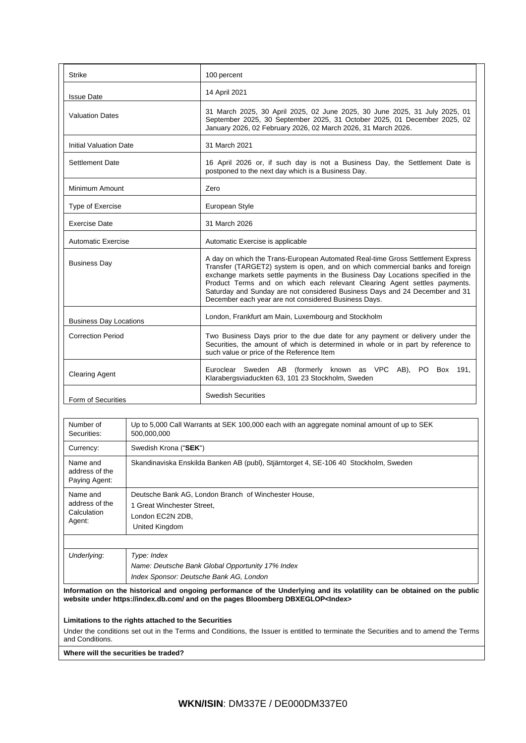| | |
|---|---|
| Strike | 100 percent |
| Issue Date | 14 April 2021 |
| Valuation Dates | 31 March 2025, 30 April 2025, 02 June 2025, 30 June 2025, 31 July 2025, 01 September 2025, 30 September 2025, 31 October 2025, 01 December 2025, 02 January 2026, 02 February 2026, 02 March 2026, 31 March 2026. |
| Initial Valuation Date | 31 March 2021 |
| Settlement Date | 16 April 2026 or, if such day is not a Business Day, the Settlement Date is postponed to the next day which is a Business Day. |
| Minimum Amount | Zero |
| Type of Exercise | European Style |
| Exercise Date | 31 March 2026 |
| Automatic Exercise | Automatic Exercise is applicable |
| Business Day | A day on which the Trans-European Automated Real-time Gross Settlement Express Transfer (TARGET2) system is open, and on which commercial banks and foreign exchange markets settle payments in the Business Day Locations specified in the Product Terms and on which each relevant Clearing Agent settles payments. Saturday and Sunday are not considered Business Days and 24 December and 31 December each year are not considered Business Days. |
| Business Day Locations | London, Frankfurt am Main, Luxembourg and Stockholm |
| Correction Period | Two Business Days prior to the due date for any payment or delivery under the Securities, the amount of which is determined in whole or in part by reference to such value or price of the Reference Item |
| Clearing Agent | Euroclear Sweden AB (formerly known as VPC AB), PO Box 191, Klarabergsviaduckten 63, 101 23 Stockholm, Sweden |
| Form of Securities | Swedish Securities |

| | |
|---|---|
| Number of Securities: | Up to 5,000 Call Warrants at SEK 100,000 each with an aggregate nominal amount of up to SEK 500,000,000 |
| Currency: | Swedish Krona ("**SEK**") |
| Name and address of the Paying Agent: | Skandinaviska Enskilda Banken AB (publ), Stjärntorget 4, SE-106 40 Stockholm, Sweden |
| Name and address of the Calculation Agent: | Deutsche Bank AG, London Branch of Winchester House, 1 Great Winchester Street, London EC2N 2DB, United Kingdom |
| | |
| *Underlying*: | *Type: Index*<br>*Name: Deutsche Bank Global Opportunity 17% Index*<br>*Index Sponsor: Deutsche Bank AG, London* |

**Information on the historical and ongoing performance of the Underlying and its volatility can be obtained on the public website under https://index.db.com/ and on the pages Bloomberg DBXEGLOP<Index>**

**Limitations to the rights attached to the Securities**

Under the conditions set out in the Terms and Conditions, the Issuer is entitled to terminate the Securities and to amend the Terms and Conditions.

**Where will the securities be traded?**

**WKN/ISIN**: DM337E / DE000DM337E0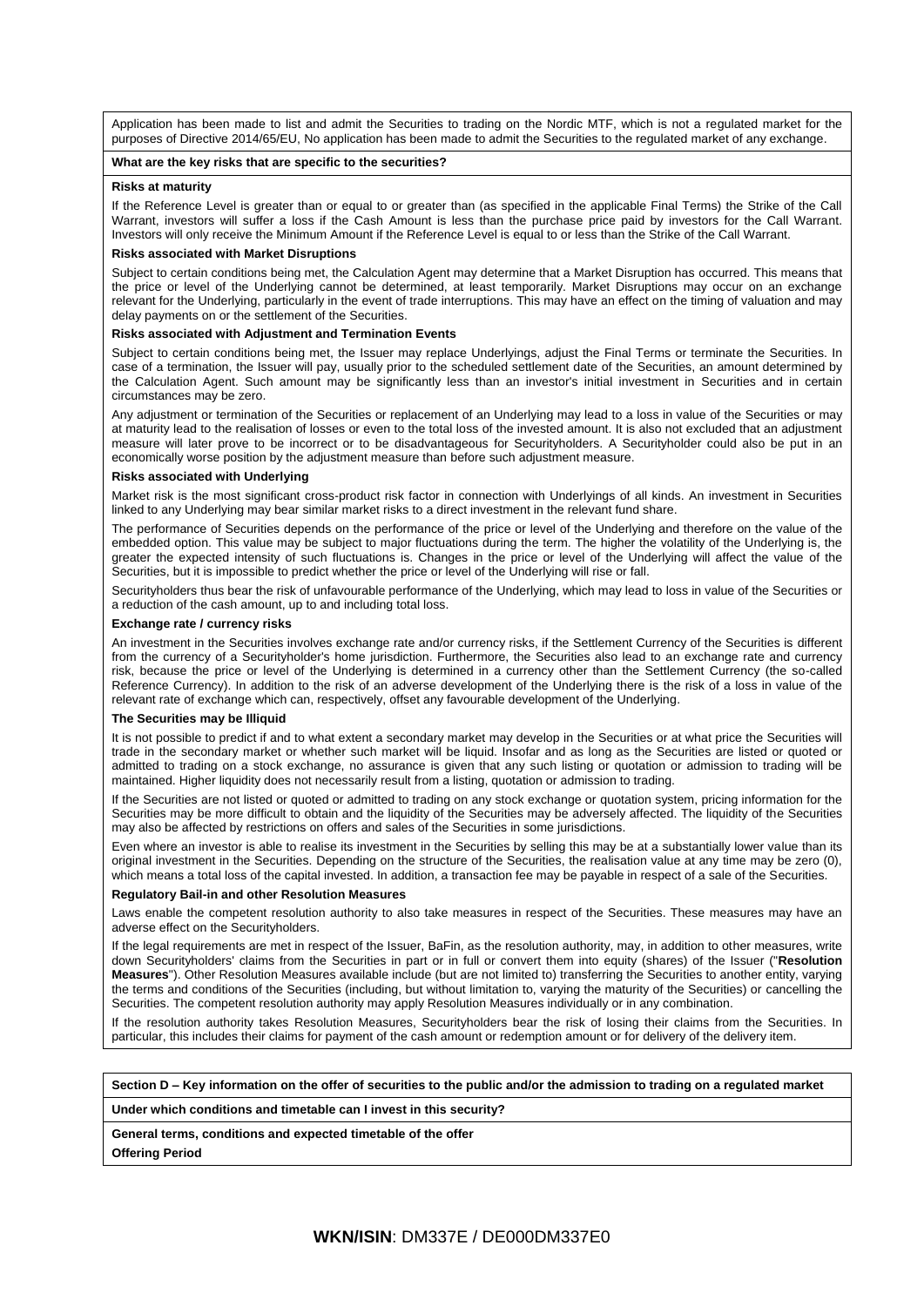Application has been made to list and admit the Securities to trading on the Nordic MTF, which is not a regulated market for the purposes of Directive 2014/65/EU, No application has been made to admit the Securities to the regulated market of any exchange.

**What are the key risks that are specific to the securities?**

**Risks at maturity**

If the Reference Level is greater than or equal to or greater than (as specified in the applicable Final Terms) the Strike of the Call Warrant, investors will suffer a loss if the Cash Amount is less than the purchase price paid by investors for the Call Warrant. Investors will only receive the Minimum Amount if the Reference Level is equal to or less than the Strike of the Call Warrant.

**Risks associated with Market Disruptions**

Subject to certain conditions being met, the Calculation Agent may determine that a Market Disruption has occurred. This means that the price or level of the Underlying cannot be determined, at least temporarily. Market Disruptions may occur on an exchange relevant for the Underlying, particularly in the event of trade interruptions. This may have an effect on the timing of valuation and may delay payments on or the settlement of the Securities.

**Risks associated with Adjustment and Termination Events**

Subject to certain conditions being met, the Issuer may replace Underlyings, adjust the Final Terms or terminate the Securities. In case of a termination, the Issuer will pay, usually prior to the scheduled settlement date of the Securities, an amount determined by the Calculation Agent. Such amount may be significantly less than an investor's initial investment in Securities and in certain circumstances may be zero.

Any adjustment or termination of the Securities or replacement of an Underlying may lead to a loss in value of the Securities or may at maturity lead to the realisation of losses or even to the total loss of the invested amount. It is also not excluded that an adjustment measure will later prove to be incorrect or to be disadvantageous for Securityholders. A Securityholder could also be put in an economically worse position by the adjustment measure than before such adjustment measure.

**Risks associated with Underlying**

Market risk is the most significant cross-product risk factor in connection with Underlyings of all kinds. An investment in Securities linked to any Underlying may bear similar market risks to a direct investment in the relevant fund share.

The performance of Securities depends on the performance of the price or level of the Underlying and therefore on the value of the embedded option. This value may be subject to major fluctuations during the term. The higher the volatility of the Underlying is, the greater the expected intensity of such fluctuations is. Changes in the price or level of the Underlying will affect the value of the Securities, but it is impossible to predict whether the price or level of the Underlying will rise or fall.

Securityholders thus bear the risk of unfavourable performance of the Underlying, which may lead to loss in value of the Securities or a reduction of the cash amount, up to and including total loss.

**Exchange rate / currency risks**

An investment in the Securities involves exchange rate and/or currency risks, if the Settlement Currency of the Securities is different from the currency of a Securityholder's home jurisdiction. Furthermore, the Securities also lead to an exchange rate and currency risk, because the price or level of the Underlying is determined in a currency other than the Settlement Currency (the so-called Reference Currency). In addition to the risk of an adverse development of the Underlying there is the risk of a loss in value of the relevant rate of exchange which can, respectively, offset any favourable development of the Underlying.

**The Securities may be Illiquid**

It is not possible to predict if and to what extent a secondary market may develop in the Securities or at what price the Securities will trade in the secondary market or whether such market will be liquid. Insofar and as long as the Securities are listed or quoted or admitted to trading on a stock exchange, no assurance is given that any such listing or quotation or admission to trading will be maintained. Higher liquidity does not necessarily result from a listing, quotation or admission to trading.

If the Securities are not listed or quoted or admitted to trading on any stock exchange or quotation system, pricing information for the Securities may be more difficult to obtain and the liquidity of the Securities may be adversely affected. The liquidity of the Securities may also be affected by restrictions on offers and sales of the Securities in some jurisdictions.

Even where an investor is able to realise its investment in the Securities by selling this may be at a substantially lower value than its original investment in the Securities. Depending on the structure of the Securities, the realisation value at any time may be zero (0), which means a total loss of the capital invested. In addition, a transaction fee may be payable in respect of a sale of the Securities.

**Regulatory Bail-in and other Resolution Measures**

Laws enable the competent resolution authority to also take measures in respect of the Securities. These measures may have an adverse effect on the Securityholders.

If the legal requirements are met in respect of the Issuer, BaFin, as the resolution authority, may, in addition to other measures, write down Securityholders' claims from the Securities in part or in full or convert them into equity (shares) of the Issuer ("**Resolution Measures**"). Other Resolution Measures available include (but are not limited to) transferring the Securities to another entity, varying the terms and conditions of the Securities (including, but without limitation to, varying the maturity of the Securities) or cancelling the Securities. The competent resolution authority may apply Resolution Measures individually or in any combination.

If the resolution authority takes Resolution Measures, Securityholders bear the risk of losing their claims from the Securities. In particular, this includes their claims for payment of the cash amount or redemption amount or for delivery of the delivery item.

**Section D – Key information on the offer of securities to the public and/or the admission to trading on a regulated market**

**Under which conditions and timetable can I invest in this security?**

**General terms, conditions and expected timetable of the offer**

**Offering Period**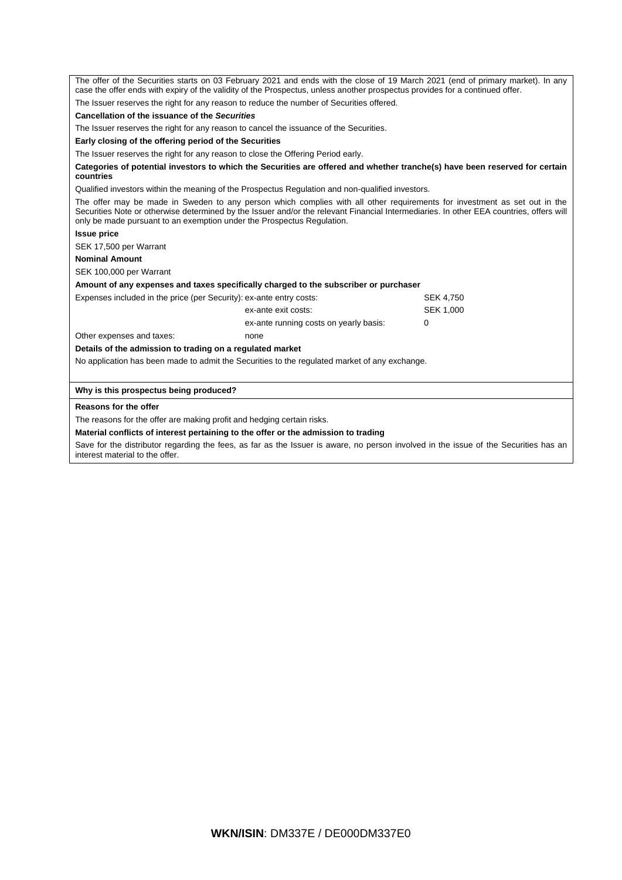The offer of the Securities starts on 03 February 2021 and ends with the close of 19 March 2021 (end of primary market). In any case the offer ends with expiry of the validity of the Prospectus, unless another prospectus provides for a continued offer.

The Issuer reserves the right for any reason to reduce the number of Securities offered.

**Cancellation of the issuance of the *Securities***

The Issuer reserves the right for any reason to cancel the issuance of the Securities.

**Early closing of the offering period of the Securities**

The Issuer reserves the right for any reason to close the Offering Period early.

**Categories of potential investors to which the Securities are offered and whether tranche(s) have been reserved for certain countries**

Qualified investors within the meaning of the Prospectus Regulation and non-qualified investors.

The offer may be made in Sweden to any person which complies with all other requirements for investment as set out in the Securities Note or otherwise determined by the Issuer and/or the relevant Financial Intermediaries. In other EEA countries, offers will only be made pursuant to an exemption under the Prospectus Regulation.

**Issue price**

SEK 17,500 per Warrant

**Nominal Amount**

SEK 100,000 per Warrant

**Amount of any expenses and taxes specifically charged to the subscriber or purchaser**

| | | |
|---|---|---|
| Expenses included in the price (per Security): | ex-ante entry costs: | SEK 4,750 |
| | ex-ante exit costs: | SEK 1,000 |
| | ex-ante running costs on yearly basis: | 0 |
| Other expenses and taxes: | none | |

**Details of the admission to trading on a regulated market**

No application has been made to admit the Securities to the regulated market of any exchange.

**Why is this prospectus being produced?**

**Reasons for the offer**

The reasons for the offer are making profit and hedging certain risks.

**Material conflicts of interest pertaining to the offer or the admission to trading**

Save for the distributor regarding the fees, as far as the Issuer is aware, no person involved in the issue of the Securities has an interest material to the offer.

**WKN/ISIN**: DM337E / DE000DM337E0